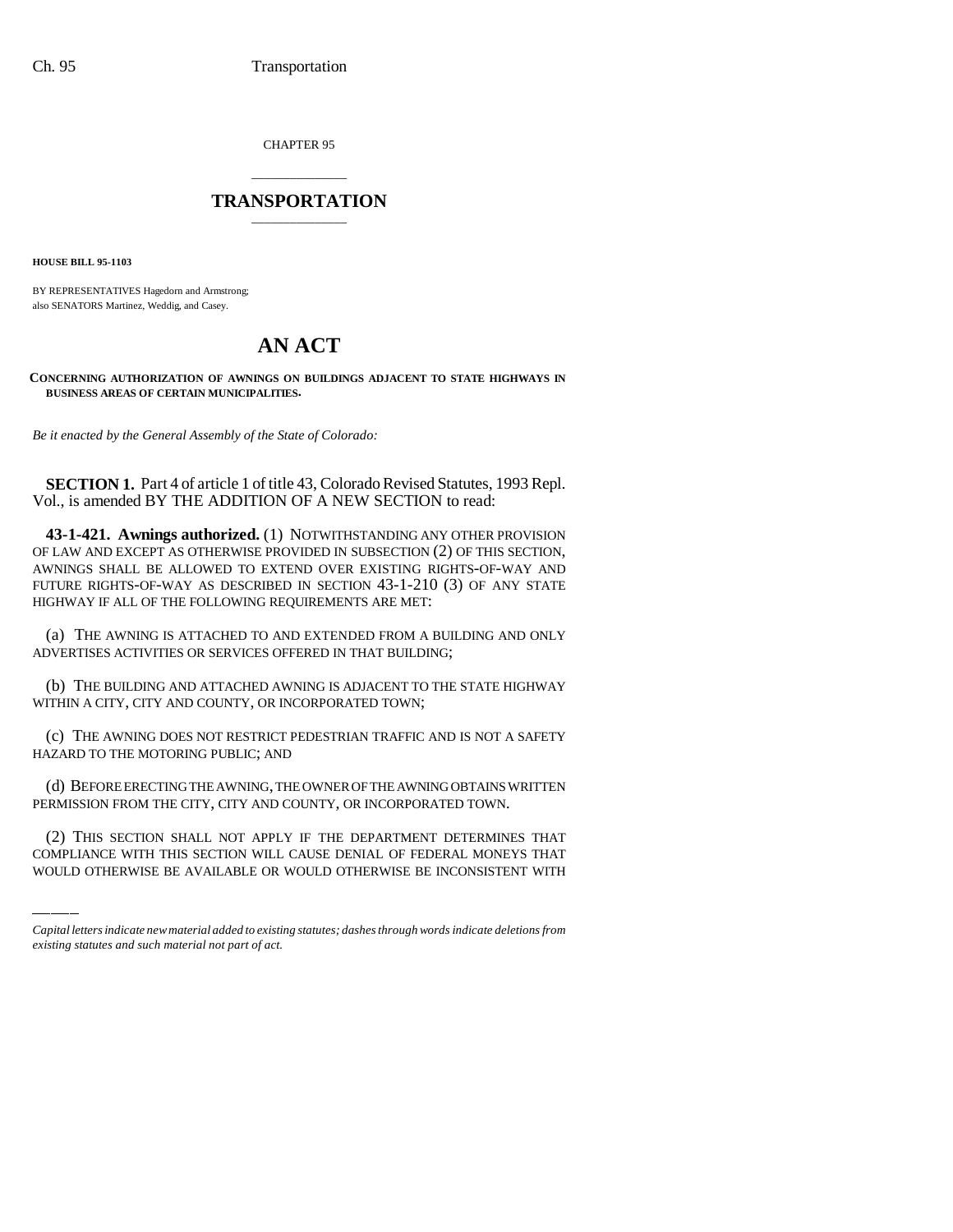CHAPTER 95

# TRANSPORTATION

**HOUSE BILL 95-1103**

BY REPRESENTATIVES Hagedorn and Armstrong;
also SENATORS Martinez, Weddig, and Casey.

# AN ACT

**CONCERNING AUTHORIZATION OF AWNINGS ON BUILDINGS ADJACENT TO STATE HIGHWAYS IN BUSINESS AREAS OF CERTAIN MUNICIPALITIES.**

*Be it enacted by the General Assembly of the State of Colorado:*

**SECTION 1.** Part 4 of article 1 of title 43, Colorado Revised Statutes, 1993 Repl. Vol., is amended BY THE ADDITION OF A NEW SECTION to read:

**43-1-421. Awnings authorized.** (1) NOTWITHSTANDING ANY OTHER PROVISION OF LAW AND EXCEPT AS OTHERWISE PROVIDED IN SUBSECTION (2) OF THIS SECTION, AWNINGS SHALL BE ALLOWED TO EXTEND OVER EXISTING RIGHTS-OF-WAY AND FUTURE RIGHTS-OF-WAY AS DESCRIBED IN SECTION 43-1-210 (3) OF ANY STATE HIGHWAY IF ALL OF THE FOLLOWING REQUIREMENTS ARE MET:

(a) THE AWNING IS ATTACHED TO AND EXTENDED FROM A BUILDING AND ONLY ADVERTISES ACTIVITIES OR SERVICES OFFERED IN THAT BUILDING;

(b) THE BUILDING AND ATTACHED AWNING IS ADJACENT TO THE STATE HIGHWAY WITHIN A CITY, CITY AND COUNTY, OR INCORPORATED TOWN;

(c) THE AWNING DOES NOT RESTRICT PEDESTRIAN TRAFFIC AND IS NOT A SAFETY HAZARD TO THE MOTORING PUBLIC; AND

(d) BEFORE ERECTING THE AWNING, THE OWNER OF THE AWNING OBTAINS WRITTEN PERMISSION FROM THE CITY, CITY AND COUNTY, OR INCORPORATED TOWN.

(2) THIS SECTION SHALL NOT APPLY IF THE DEPARTMENT DETERMINES THAT COMPLIANCE WITH THIS SECTION WILL CAUSE DENIAL OF FEDERAL MONEYS THAT WOULD OTHERWISE BE AVAILABLE OR WOULD OTHERWISE BE INCONSISTENT WITH

*Capital letters indicate new material added to existing statutes; dashes through words indicate deletions from existing statutes and such material not part of act.*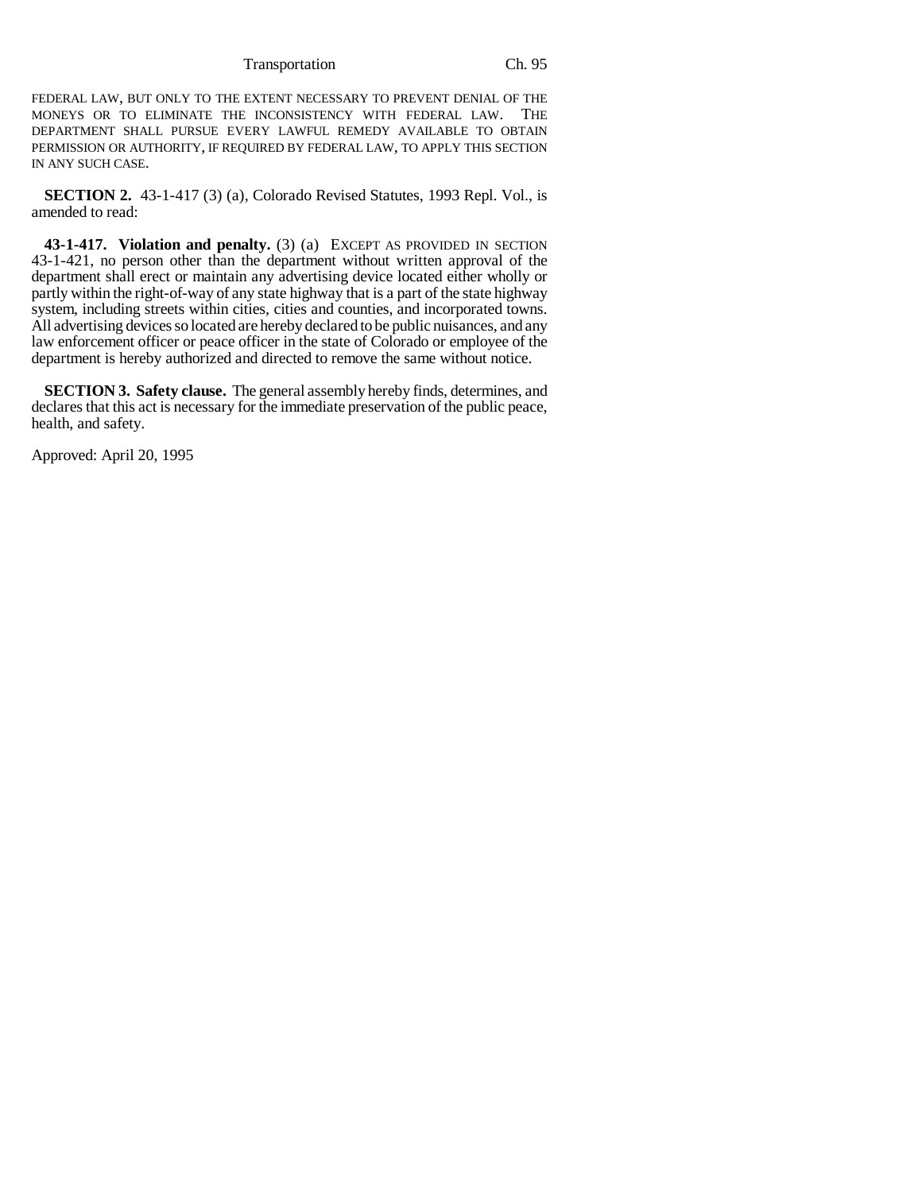FEDERAL LAW, BUT ONLY TO THE EXTENT NECESSARY TO PREVENT DENIAL OF THE MONEYS OR TO ELIMINATE THE INCONSISTENCY WITH FEDERAL LAW. THE DEPARTMENT SHALL PURSUE EVERY LAWFUL REMEDY AVAILABLE TO OBTAIN PERMISSION OR AUTHORITY, IF REQUIRED BY FEDERAL LAW, TO APPLY THIS SECTION IN ANY SUCH CASE.

**SECTION 2.** 43-1-417 (3) (a), Colorado Revised Statutes, 1993 Repl. Vol., is amended to read:

**43-1-417. Violation and penalty.** (3) (a) EXCEPT AS PROVIDED IN SECTION 43-1-421, no person other than the department without written approval of the department shall erect or maintain any advertising device located either wholly or partly within the right-of-way of any state highway that is a part of the state highway system, including streets within cities, cities and counties, and incorporated towns. All advertising devices so located are hereby declared to be public nuisances, and any law enforcement officer or peace officer in the state of Colorado or employee of the department is hereby authorized and directed to remove the same without notice.

**SECTION 3. Safety clause.** The general assembly hereby finds, determines, and declares that this act is necessary for the immediate preservation of the public peace, health, and safety.

Approved: April 20, 1995